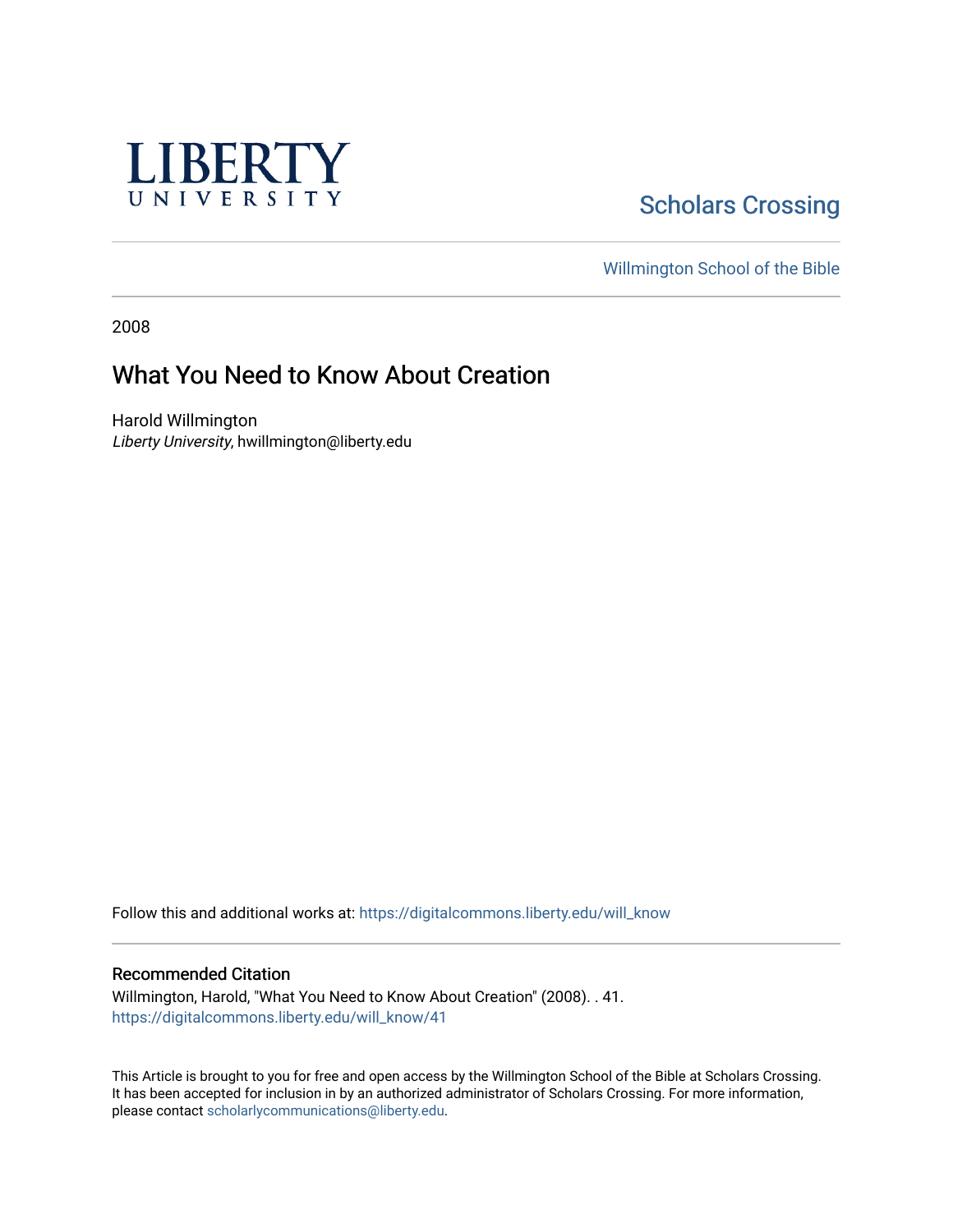LIBERTY UNIVERSITY

Scholars Crossing

Willmington School of the Bible

2008

# What You Need to Know About Creation

Harold Willmington
*Liberty University*, hwillmington@liberty.edu

Follow this and additional works at: https://digitalcommons.liberty.edu/will_know

## Recommended Citation

Willmington, Harold, "What You Need to Know About Creation" (2008). . 41.
https://digitalcommons.liberty.edu/will_know/41

This Article is brought to you for free and open access by the Willmington School of the Bible at Scholars Crossing. It has been accepted for inclusion in by an authorized administrator of Scholars Crossing. For more information, please contact scholarlycommunications@liberty.edu.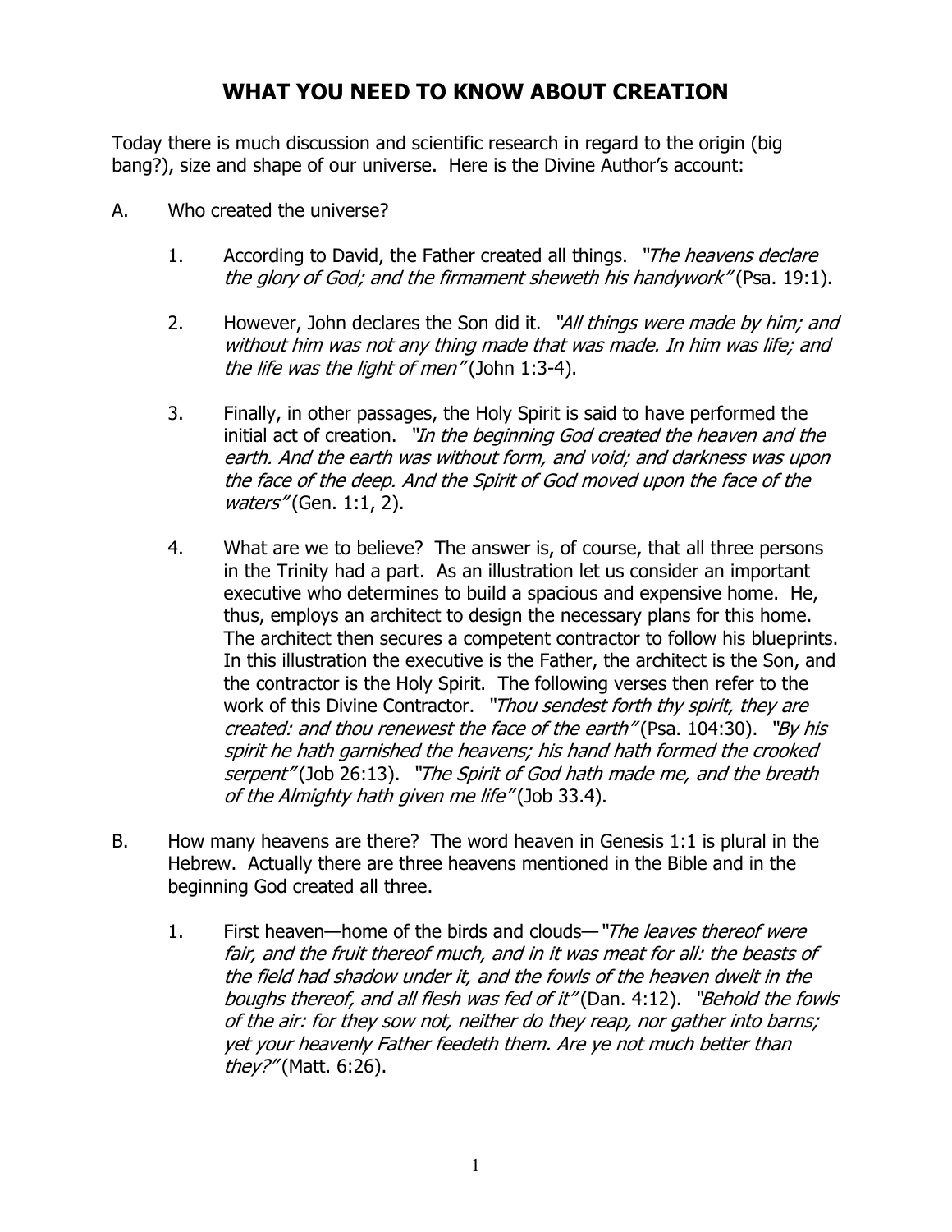# WHAT YOU NEED TO KNOW ABOUT CREATION

Today there is much discussion and scientific research in regard to the origin (big bang?), size and shape of our universe. Here is the Divine Author's account:

A. Who created the universe?

   1. According to David, the Father created all things. *"The heavens declare the glory of God; and the firmament sheweth his handywork"* (Psa. 19:1).

   2. However, John declares the Son did it. *"All things were made by him; and without him was not any thing made that was made. In him was life; and the life was the light of men"* (John 1:3-4).

   3. Finally, in other passages, the Holy Spirit is said to have performed the initial act of creation. *"In the beginning God created the heaven and the earth. And the earth was without form, and void; and darkness was upon the face of the deep. And the Spirit of God moved upon the face of the waters"* (Gen. 1:1, 2).

   4. What are we to believe? The answer is, of course, that all three persons in the Trinity had a part. As an illustration let us consider an important executive who determines to build a spacious and expensive home. He, thus, employs an architect to design the necessary plans for this home. The architect then secures a competent contractor to follow his blueprints. In this illustration the executive is the Father, the architect is the Son, and the contractor is the Holy Spirit. The following verses then refer to the work of this Divine Contractor. *"Thou sendest forth thy spirit, they are created: and thou renewest the face of the earth"* (Psa. 104:30). *"By his spirit he hath garnished the heavens; his hand hath formed the crooked serpent"* (Job 26:13). *"The Spirit of God hath made me, and the breath of the Almighty hath given me life"* (Job 33.4).

B. How many heavens are there? The word heaven in Genesis 1:1 is plural in the Hebrew. Actually there are three heavens mentioned in the Bible and in the beginning God created all three.

   1. First heaven—home of the birds and clouds—*"The leaves thereof were fair, and the fruit thereof much, and in it was meat for all: the beasts of the field had shadow under it, and the fowls of the heaven dwelt in the boughs thereof, and all flesh was fed of it"* (Dan. 4:12). *"Behold the fowls of the air: for they sow not, neither do they reap, nor gather into barns; yet your heavenly Father feedeth them. Are ye not much better than they?"* (Matt. 6:26).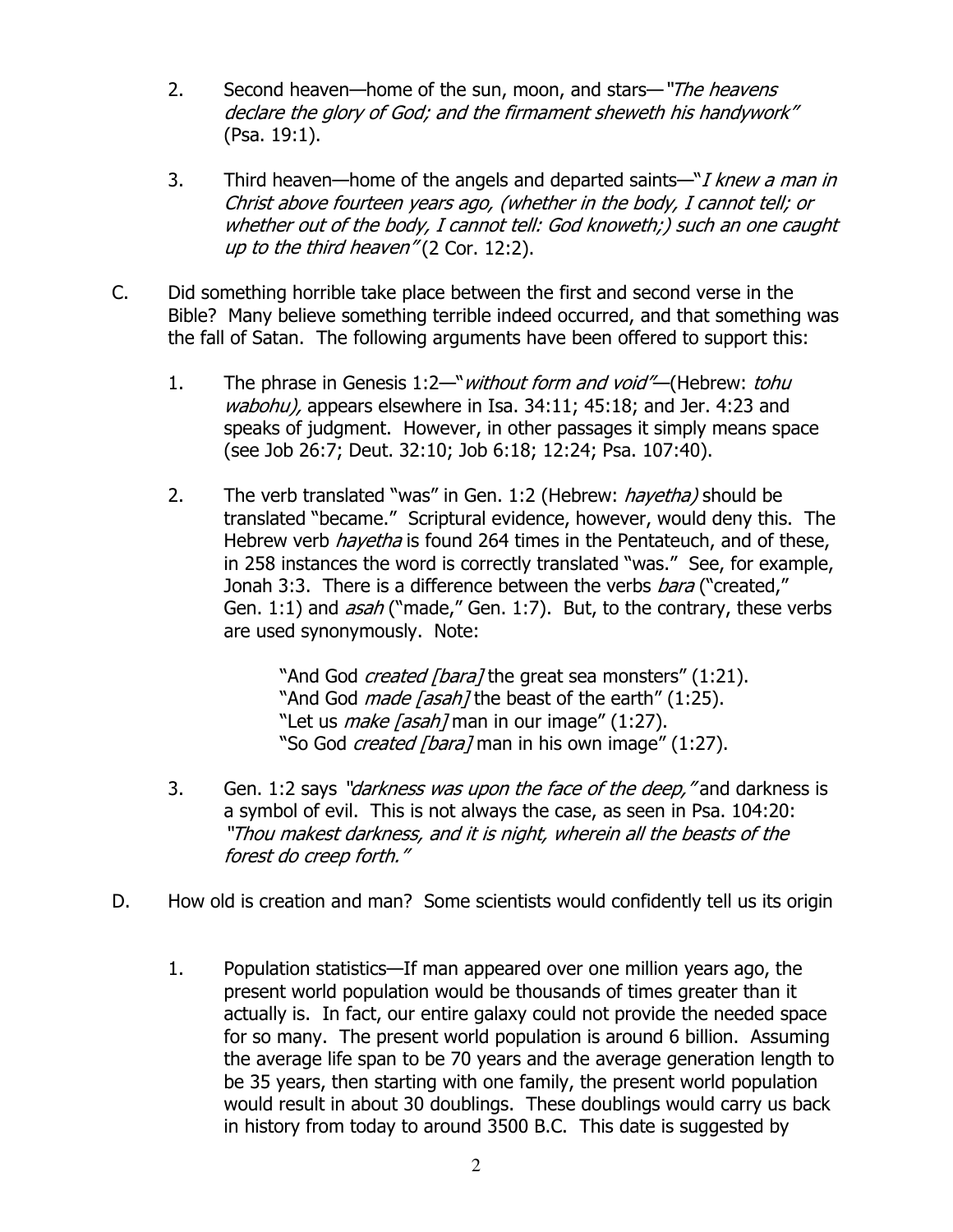2. Second heaven—home of the sun, moon, and stars—*"The heavens declare the glory of God; and the firmament sheweth his handywork"* (Psa. 19:1).

3. Third heaven—home of the angels and departed saints—*"I knew a man in Christ above fourteen years ago, (whether in the body, I cannot tell; or whether out of the body, I cannot tell: God knoweth;) such an one caught up to the third heaven"* (2 Cor. 12:2).

C. Did something horrible take place between the first and second verse in the Bible? Many believe something terrible indeed occurred, and that something was the fall of Satan. The following arguments have been offered to support this:

1. The phrase in Genesis 1:2—"*without form and void*"—(Hebrew: *tohu wabohu),* appears elsewhere in Isa. 34:11; 45:18; and Jer. 4:23 and speaks of judgment. However, in other passages it simply means space (see Job 26:7; Deut. 32:10; Job 6:18; 12:24; Psa. 107:40).

2. The verb translated "was" in Gen. 1:2 (Hebrew: *hayetha)* should be translated "became." Scriptural evidence, however, would deny this. The Hebrew verb *hayetha* is found 264 times in the Pentateuch, and of these, in 258 instances the word is correctly translated "was." See, for example, Jonah 3:3. There is a difference between the verbs *bara* ("created," Gen. 1:1) and *asah* ("made," Gen. 1:7). But, to the contrary, these verbs are used synonymously. Note:

   "And God *created [bara]* the great sea monsters" (1:21).
   "And God *made [asah]* the beast of the earth" (1:25).
   "Let us *make [asah]* man in our image" (1:27).
   "So God *created [bara]* man in his own image" (1:27).

3. Gen. 1:2 says *"darkness was upon the face of the deep,"* and darkness is a symbol of evil. This is not always the case, as seen in Psa. 104:20: *"Thou makest darkness, and it is night, wherein all the beasts of the forest do creep forth."*

D. How old is creation and man? Some scientists would confidently tell us its origin

1. Population statistics—If man appeared over one million years ago, the present world population would be thousands of times greater than it actually is. In fact, our entire galaxy could not provide the needed space for so many. The present world population is around 6 billion. Assuming the average life span to be 70 years and the average generation length to be 35 years, then starting with one family, the present world population would result in about 30 doublings. These doublings would carry us back in history from today to around 3500 B.C. This date is suggested by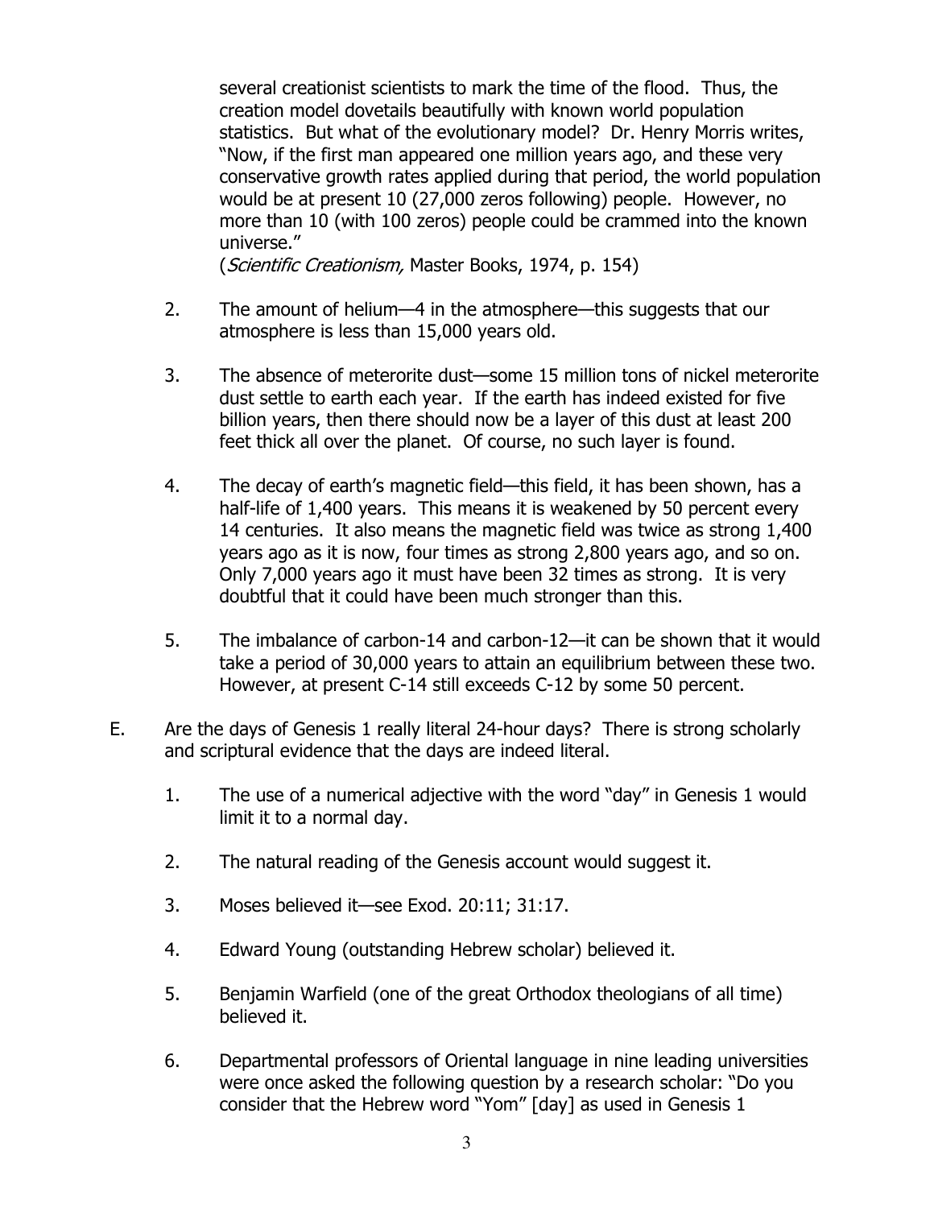several creationist scientists to mark the time of the flood. Thus, the creation model dovetails beautifully with known world population statistics. But what of the evolutionary model? Dr. Henry Morris writes, "Now, if the first man appeared one million years ago, and these very conservative growth rates applied during that period, the world population would be at present 10 (27,000 zeros following) people. However, no more than 10 (with 100 zeros) people could be crammed into the known universe."
(*Scientific Creationism,* Master Books, 1974, p. 154)

2. The amount of helium—4 in the atmosphere—this suggests that our atmosphere is less than 15,000 years old.

3. The absence of meterorite dust—some 15 million tons of nickel meterorite dust settle to earth each year. If the earth has indeed existed for five billion years, then there should now be a layer of this dust at least 200 feet thick all over the planet. Of course, no such layer is found.

4. The decay of earth's magnetic field—this field, it has been shown, has a half-life of 1,400 years. This means it is weakened by 50 percent every 14 centuries. It also means the magnetic field was twice as strong 1,400 years ago as it is now, four times as strong 2,800 years ago, and so on. Only 7,000 years ago it must have been 32 times as strong. It is very doubtful that it could have been much stronger than this.

5. The imbalance of carbon-14 and carbon-12—it can be shown that it would take a period of 30,000 years to attain an equilibrium between these two. However, at present C-14 still exceeds C-12 by some 50 percent.

E. Are the days of Genesis 1 really literal 24-hour days? There is strong scholarly and scriptural evidence that the days are indeed literal.

1. The use of a numerical adjective with the word "day" in Genesis 1 would limit it to a normal day.

2. The natural reading of the Genesis account would suggest it.

3. Moses believed it—see Exod. 20:11; 31:17.

4. Edward Young (outstanding Hebrew scholar) believed it.

5. Benjamin Warfield (one of the great Orthodox theologians of all time) believed it.

6. Departmental professors of Oriental language in nine leading universities were once asked the following question by a research scholar: "Do you consider that the Hebrew word "Yom" [day] as used in Genesis 1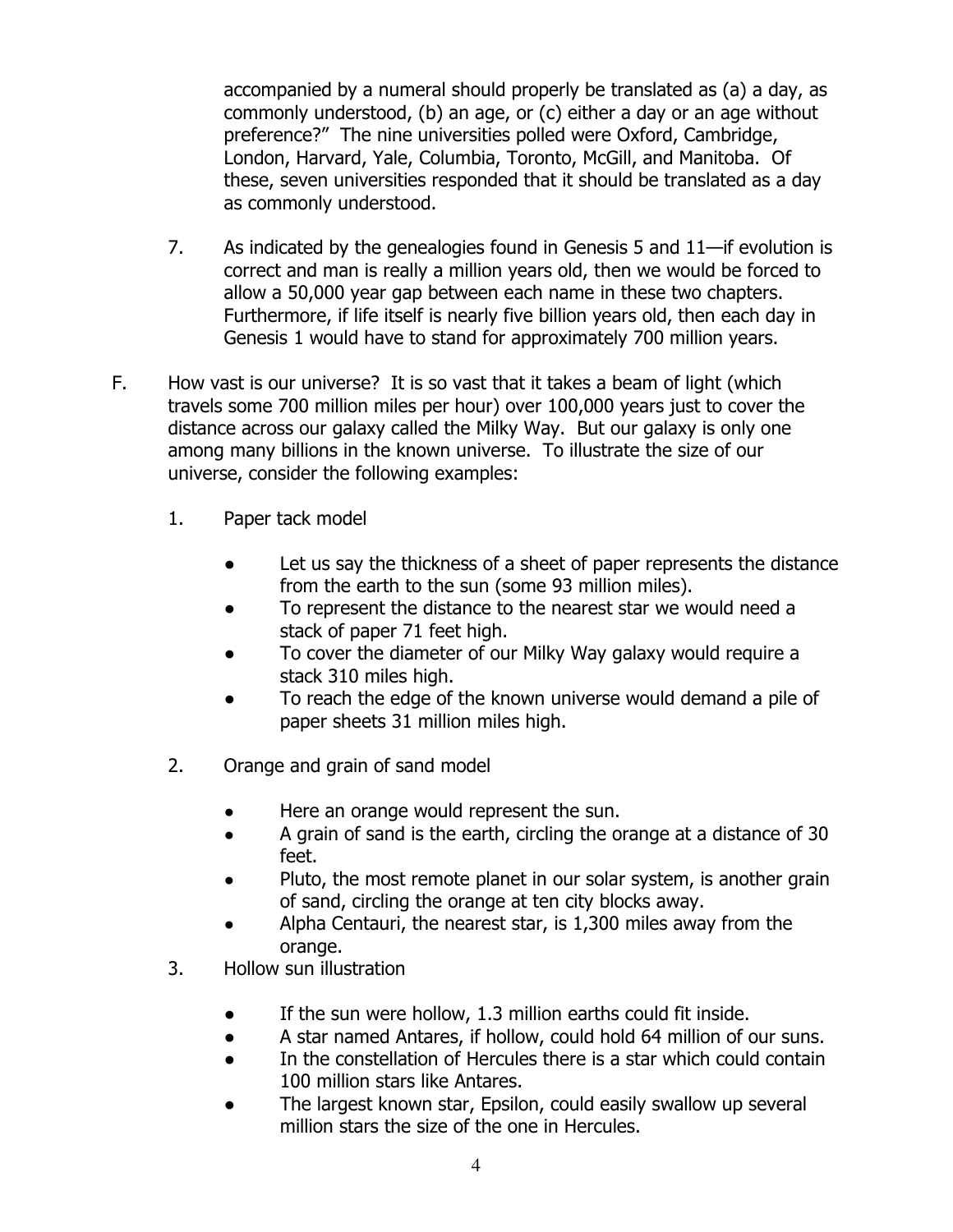accompanied by a numeral should properly be translated as (a) a day, as commonly understood, (b) an age, or (c) either a day or an age without preference?" The nine universities polled were Oxford, Cambridge, London, Harvard, Yale, Columbia, Toronto, McGill, and Manitoba. Of these, seven universities responded that it should be translated as a day as commonly understood.

7. As indicated by the genealogies found in Genesis 5 and 11—if evolution is correct and man is really a million years old, then we would be forced to allow a 50,000 year gap between each name in these two chapters. Furthermore, if life itself is nearly five billion years old, then each day in Genesis 1 would have to stand for approximately 700 million years.

F. How vast is our universe? It is so vast that it takes a beam of light (which travels some 700 million miles per hour) over 100,000 years just to cover the distance across our galaxy called the Milky Way. But our galaxy is only one among many billions in the known universe. To illustrate the size of our universe, consider the following examples:

1. Paper tack model

   - Let us say the thickness of a sheet of paper represents the distance from the earth to the sun (some 93 million miles).
   - To represent the distance to the nearest star we would need a stack of paper 71 feet high.
   - To cover the diameter of our Milky Way galaxy would require a stack 310 miles high.
   - To reach the edge of the known universe would demand a pile of paper sheets 31 million miles high.

2. Orange and grain of sand model

   - Here an orange would represent the sun.
   - A grain of sand is the earth, circling the orange at a distance of 30 feet.
   - Pluto, the most remote planet in our solar system, is another grain of sand, circling the orange at ten city blocks away.
   - Alpha Centauri, the nearest star, is 1,300 miles away from the orange.

3. Hollow sun illustration

   - If the sun were hollow, 1.3 million earths could fit inside.
   - A star named Antares, if hollow, could hold 64 million of our suns.
   - In the constellation of Hercules there is a star which could contain 100 million stars like Antares.
   - The largest known star, Epsilon, could easily swallow up several million stars the size of the one in Hercules.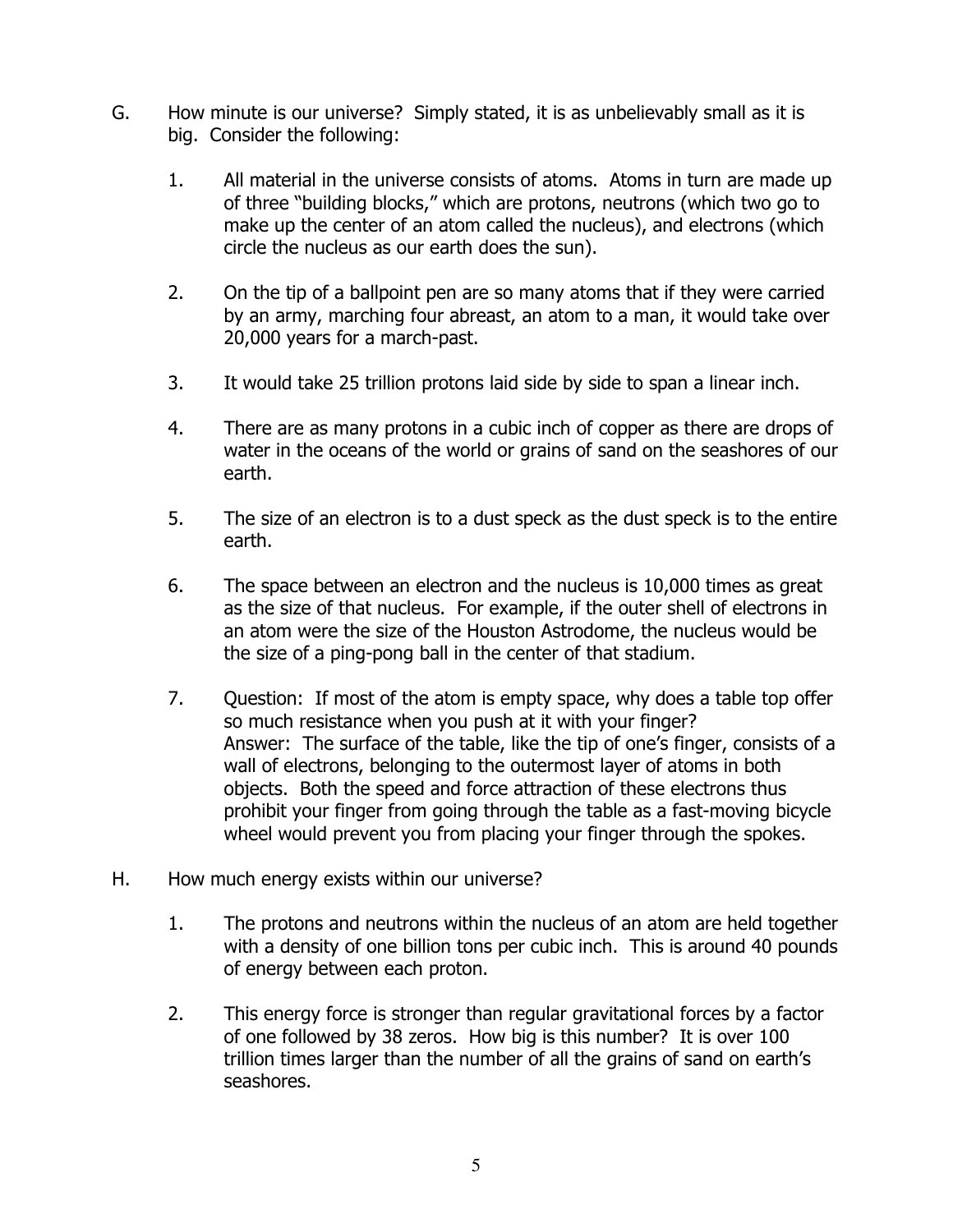G. How minute is our universe? Simply stated, it is as unbelievably small as it is big. Consider the following:

1. All material in the universe consists of atoms. Atoms in turn are made up of three "building blocks," which are protons, neutrons (which two go to make up the center of an atom called the nucleus), and electrons (which circle the nucleus as our earth does the sun).

2. On the tip of a ballpoint pen are so many atoms that if they were carried by an army, marching four abreast, an atom to a man, it would take over 20,000 years for a march-past.

3. It would take 25 trillion protons laid side by side to span a linear inch.

4. There are as many protons in a cubic inch of copper as there are drops of water in the oceans of the world or grains of sand on the seashores of our earth.

5. The size of an electron is to a dust speck as the dust speck is to the entire earth.

6. The space between an electron and the nucleus is 10,000 times as great as the size of that nucleus. For example, if the outer shell of electrons in an atom were the size of the Houston Astrodome, the nucleus would be the size of a ping-pong ball in the center of that stadium.

7. Question: If most of the atom is empty space, why does a table top offer so much resistance when you push at it with your finger?
   Answer: The surface of the table, like the tip of one's finger, consists of a wall of electrons, belonging to the outermost layer of atoms in both objects. Both the speed and force attraction of these electrons thus prohibit your finger from going through the table as a fast-moving bicycle wheel would prevent you from placing your finger through the spokes.

H. How much energy exists within our universe?

1. The protons and neutrons within the nucleus of an atom are held together with a density of one billion tons per cubic inch. This is around 40 pounds of energy between each proton.

2. This energy force is stronger than regular gravitational forces by a factor of one followed by 38 zeros. How big is this number? It is over 100 trillion times larger than the number of all the grains of sand on earth's seashores.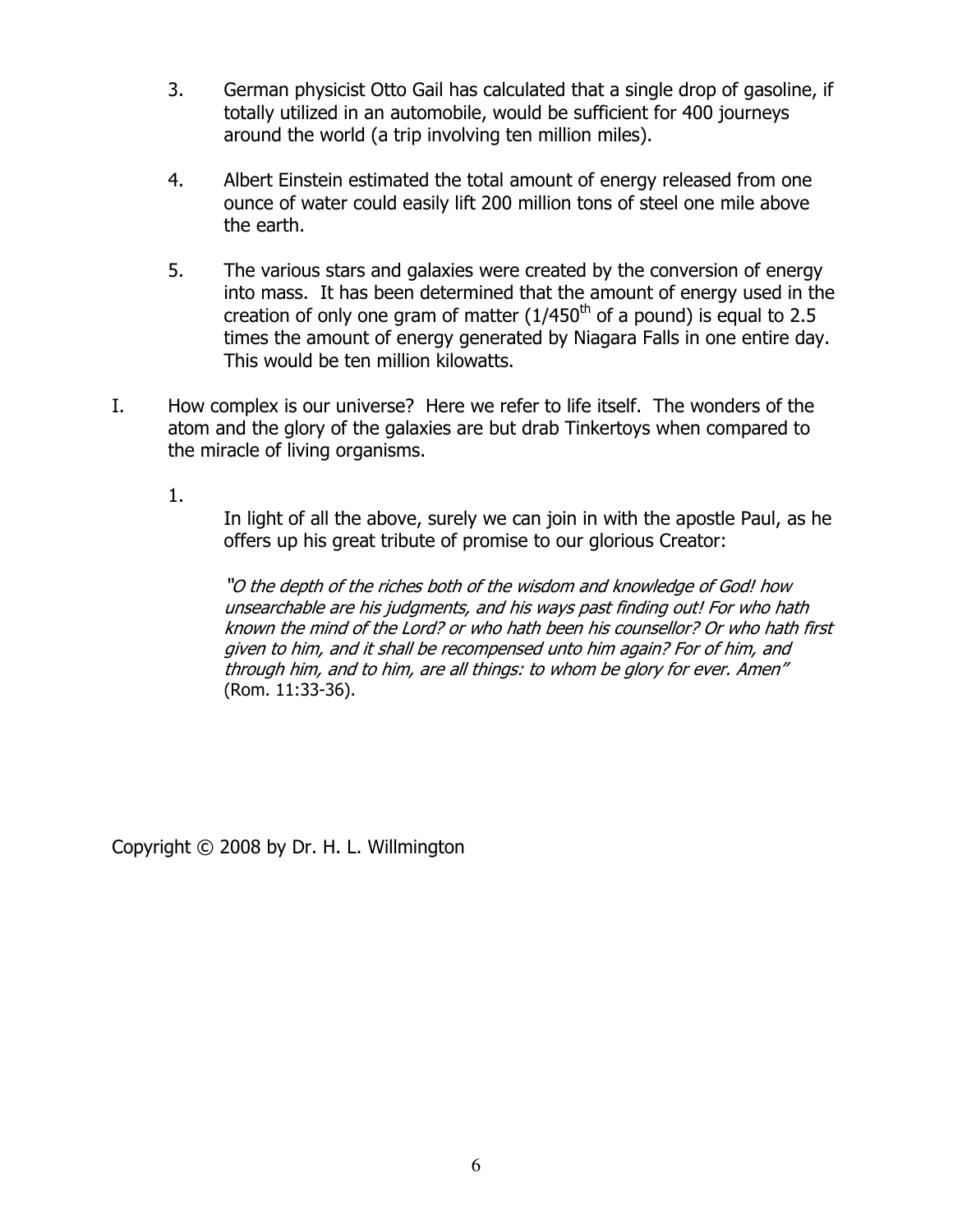3. German physicist Otto Gail has calculated that a single drop of gasoline, if totally utilized in an automobile, would be sufficient for 400 journeys around the world (a trip involving ten million miles).

4. Albert Einstein estimated the total amount of energy released from one ounce of water could easily lift 200 million tons of steel one mile above the earth.

5. The various stars and galaxies were created by the conversion of energy into mass. It has been determined that the amount of energy used in the creation of only one gram of matter ($1/450^{th}$ of a pound) is equal to 2.5 times the amount of energy generated by Niagara Falls in one entire day. This would be ten million kilowatts.

I. How complex is our universe? Here we refer to life itself. The wonders of the atom and the glory of the galaxies are but drab Tinkertoys when compared to the miracle of living organisms.

1.

In light of all the above, surely we can join in with the apostle Paul, as he offers up his great tribute of promise to our glorious Creator:

> *"O the depth of the riches both of the wisdom and knowledge of God! how unsearchable are his judgments, and his ways past finding out! For who hath known the mind of the Lord? or who hath been his counsellor? Or who hath first given to him, and it shall be recompensed unto him again? For of him, and through him, and to him, are all things: to whom be glory for ever. Amen"* (Rom. 11:33-36).

Copyright © 2008 by Dr. H. L. Willmington